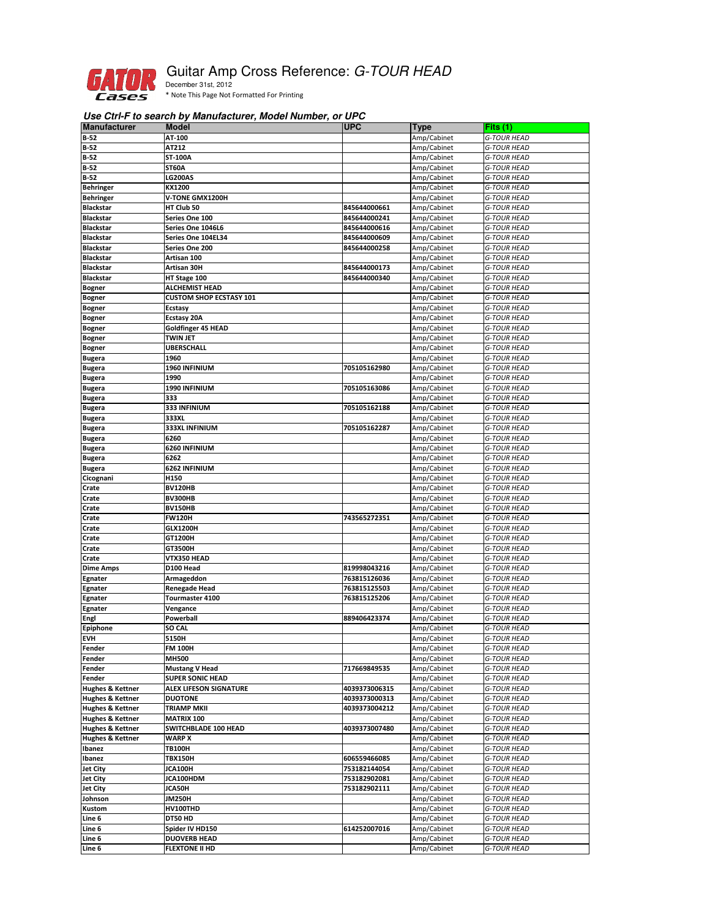# Guitar Amp Cross Reference: *G-TOUR HEAD*

December 31st, 2012

\* Note This Page Not Formatted For Printing

***Use Ctrl-F to search by Manufacturer, Model Number, or UPC***

| Manufacturer | Model | UPC | Type | Fits (1) |
|---|---|---|---|---|
| **B-52** | **AT-100** | | Amp/Cabinet | *G-TOUR HEAD* |
| **B-52** | **AT212** | | Amp/Cabinet | *G-TOUR HEAD* |
| **B-52** | **ST-100A** | | Amp/Cabinet | *G-TOUR HEAD* |
| **B-52** | **ST60A** | | Amp/Cabinet | *G-TOUR HEAD* |
| **B-52** | **LG200AS** | | Amp/Cabinet | *G-TOUR HEAD* |
| **Behringer** | **KX1200** | | Amp/Cabinet | *G-TOUR HEAD* |
| **Behringer** | **V-TONE GMX1200H** | | Amp/Cabinet | *G-TOUR HEAD* |
| **Blackstar** | **HT Club 50** | **845644000661** | Amp/Cabinet | *G-TOUR HEAD* |
| **Blackstar** | **Series One 100** | **845644000241** | Amp/Cabinet | *G-TOUR HEAD* |
| **Blackstar** | **Series One 1046L6** | **845644000616** | Amp/Cabinet | *G-TOUR HEAD* |
| **Blackstar** | **Series One 104EL34** | **845644000609** | Amp/Cabinet | *G-TOUR HEAD* |
| **Blackstar** | **Series One 200** | **845644000258** | Amp/Cabinet | *G-TOUR HEAD* |
| **Blackstar** | **Artisan 100** | | Amp/Cabinet | *G-TOUR HEAD* |
| **Blackstar** | **Artisan 30H** | **845644000173** | Amp/Cabinet | *G-TOUR HEAD* |
| **Blackstar** | **HT Stage 100** | **845644000340** | Amp/Cabinet | *G-TOUR HEAD* |
| **Bogner** | **ALCHEMIST HEAD** | | Amp/Cabinet | *G-TOUR HEAD* |
| **Bogner** | **CUSTOM SHOP ECSTASY 101** | | Amp/Cabinet | *G-TOUR HEAD* |
| **Bogner** | **Ecstasy** | | Amp/Cabinet | *G-TOUR HEAD* |
| **Bogner** | **Ecstasy 20A** | | Amp/Cabinet | *G-TOUR HEAD* |
| **Bogner** | **Goldfinger 45 HEAD** | | Amp/Cabinet | *G-TOUR HEAD* |
| **Bogner** | **TWIN JET** | | Amp/Cabinet | *G-TOUR HEAD* |
| **Bogner** | **UBERSCHALL** | | Amp/Cabinet | *G-TOUR HEAD* |
| **Bugera** | **1960** | | Amp/Cabinet | *G-TOUR HEAD* |
| **Bugera** | **1960 INFINIUM** | **705105162980** | Amp/Cabinet | *G-TOUR HEAD* |
| **Bugera** | **1990** | | Amp/Cabinet | *G-TOUR HEAD* |
| **Bugera** | **1990 INFINIUM** | **705105163086** | Amp/Cabinet | *G-TOUR HEAD* |
| **Bugera** | **333** | | Amp/Cabinet | *G-TOUR HEAD* |
| **Bugera** | **333 INFINIUM** | **705105162188** | Amp/Cabinet | *G-TOUR HEAD* |
| **Bugera** | **333XL** | | Amp/Cabinet | *G-TOUR HEAD* |
| **Bugera** | **333XL INFINIUM** | **705105162287** | Amp/Cabinet | *G-TOUR HEAD* |
| **Bugera** | **6260** | | Amp/Cabinet | *G-TOUR HEAD* |
| **Bugera** | **6260 INFINIUM** | | Amp/Cabinet | *G-TOUR HEAD* |
| **Bugera** | **6262** | | Amp/Cabinet | *G-TOUR HEAD* |
| **Bugera** | **6262 INFINIUM** | | Amp/Cabinet | *G-TOUR HEAD* |
| **Cicognani** | **H150** | | Amp/Cabinet | *G-TOUR HEAD* |
| **Crate** | **BV120HB** | | Amp/Cabinet | *G-TOUR HEAD* |
| **Crate** | **BV300HB** | | Amp/Cabinet | *G-TOUR HEAD* |
| **Crate** | **BV150HB** | | Amp/Cabinet | *G-TOUR HEAD* |
| **Crate** | **FW120H** | **743565272351** | Amp/Cabinet | *G-TOUR HEAD* |
| **Crate** | **GLX1200H** | | Amp/Cabinet | *G-TOUR HEAD* |
| **Crate** | **GT1200H** | | Amp/Cabinet | *G-TOUR HEAD* |
| **Crate** | **GT3500H** | | Amp/Cabinet | *G-TOUR HEAD* |
| **Crate** | **VTX350 HEAD** | | Amp/Cabinet | *G-TOUR HEAD* |
| **Dime Amps** | **D100 Head** | **819998043216** | Amp/Cabinet | *G-TOUR HEAD* |
| **Egnater** | **Armageddon** | **763815126036** | Amp/Cabinet | *G-TOUR HEAD* |
| **Egnater** | **Renegade Head** | **763815125503** | Amp/Cabinet | *G-TOUR HEAD* |
| **Egnater** | **Tourmaster 4100** | **763815125206** | Amp/Cabinet | *G-TOUR HEAD* |
| **Egnater** | **Vengance** | | Amp/Cabinet | *G-TOUR HEAD* |
| **Engl** | **Powerball** | **889406423374** | Amp/Cabinet | *G-TOUR HEAD* |
| **Epiphone** | **SO CAL** | | Amp/Cabinet | *G-TOUR HEAD* |
| **EVH** | **5150H** | | Amp/Cabinet | *G-TOUR HEAD* |
| **Fender** | **FM 100H** | | Amp/Cabinet | *G-TOUR HEAD* |
| **Fender** | **MH500** | | Amp/Cabinet | *G-TOUR HEAD* |
| **Fender** | **Mustang V Head** | **717669849535** | Amp/Cabinet | *G-TOUR HEAD* |
| **Fender** | **SUPER SONIC HEAD** | | Amp/Cabinet | *G-TOUR HEAD* |
| **Hughes & Kettner** | **ALEX LIFESON SIGNATURE** | **4039373006315** | Amp/Cabinet | *G-TOUR HEAD* |
| **Hughes & Kettner** | **DUOTONE** | **4039373000313** | Amp/Cabinet | *G-TOUR HEAD* |
| **Hughes & Kettner** | **TRIAMP MKII** | **4039373004212** | Amp/Cabinet | *G-TOUR HEAD* |
| **Hughes & Kettner** | **MATRIX 100** | | Amp/Cabinet | *G-TOUR HEAD* |
| **Hughes & Kettner** | **SWITCHBLADE 100 HEAD** | **4039373007480** | Amp/Cabinet | *G-TOUR HEAD* |
| **Hughes & Kettner** | **WARP X** | | Amp/Cabinet | *G-TOUR HEAD* |
| **Ibanez** | **TB100H** | | Amp/Cabinet | *G-TOUR HEAD* |
| **Ibanez** | **TBX150H** | **606559466085** | Amp/Cabinet | *G-TOUR HEAD* |
| **Jet City** | **JCA100H** | **753182144054** | Amp/Cabinet | *G-TOUR HEAD* |
| **Jet City** | **JCA100HDM** | **753182902081** | Amp/Cabinet | *G-TOUR HEAD* |
| **Jet City** | **JCA50H** | **753182902111** | Amp/Cabinet | *G-TOUR HEAD* |
| **Johnson** | **JM250H** | | Amp/Cabinet | *G-TOUR HEAD* |
| **Kustom** | **HV100THD** | | Amp/Cabinet | *G-TOUR HEAD* |
| **Line 6** | **DT50 HD** | | Amp/Cabinet | *G-TOUR HEAD* |
| **Line 6** | **Spider IV HD150** | **614252007016** | Amp/Cabinet | *G-TOUR HEAD* |
| **Line 6** | **DUOVERB HEAD** | | Amp/Cabinet | *G-TOUR HEAD* |
| **Line 6** | **FLEXTONE II HD** | | Amp/Cabinet | *G-TOUR HEAD* |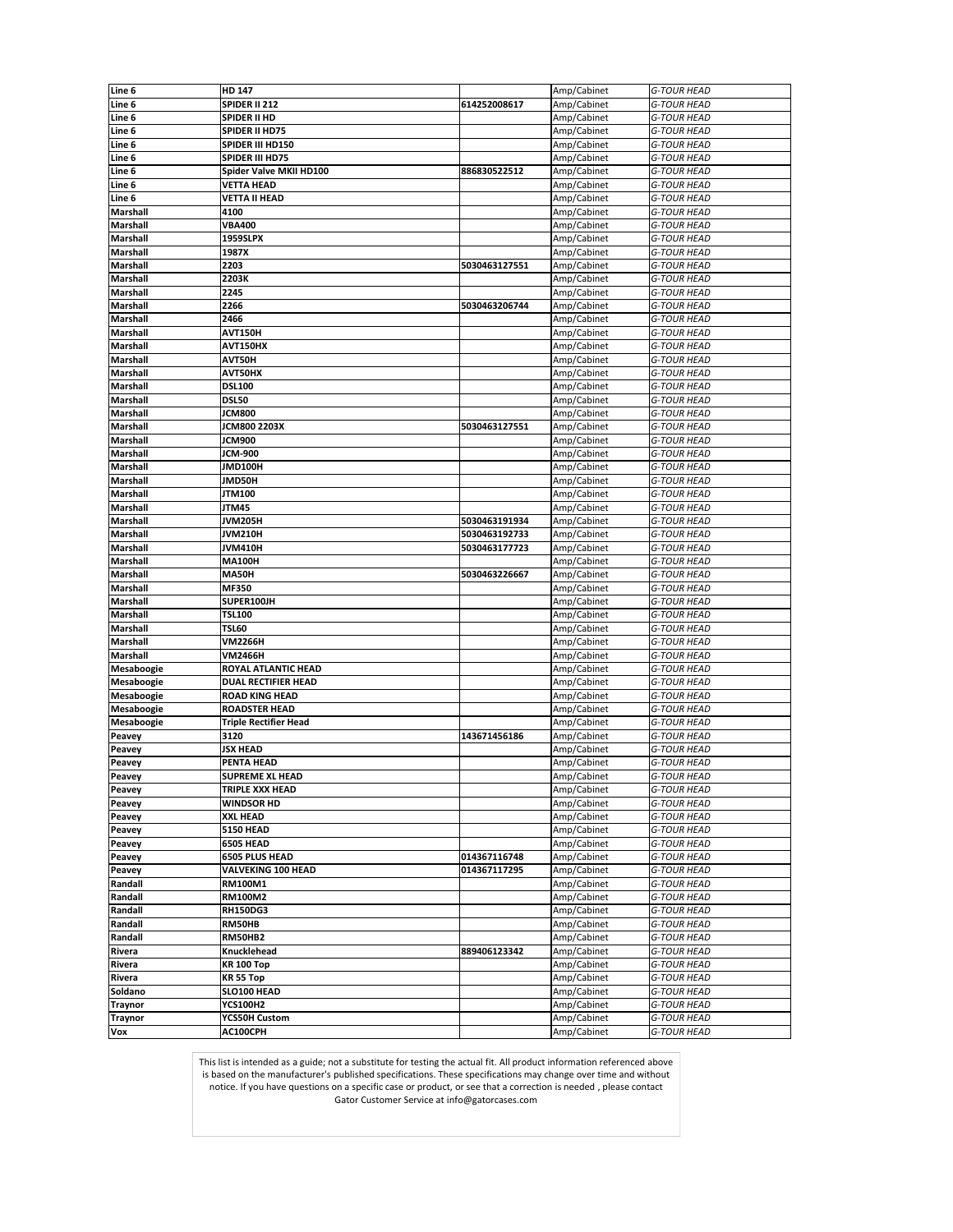| | | | | |
|---|---|---|---|---|
| **Line 6** | **HD 147** | | Amp/Cabinet | *G-TOUR HEAD* |
| **Line 6** | **SPIDER II 212** | **614252008617** | Amp/Cabinet | *G-TOUR HEAD* |
| **Line 6** | **SPIDER II HD** | | Amp/Cabinet | *G-TOUR HEAD* |
| **Line 6** | **SPIDER II HD75** | | Amp/Cabinet | *G-TOUR HEAD* |
| **Line 6** | **SPIDER III HD150** | | Amp/Cabinet | *G-TOUR HEAD* |
| **Line 6** | **SPIDER III HD75** | | Amp/Cabinet | *G-TOUR HEAD* |
| **Line 6** | **Spider Valve MKII HD100** | **886830522512** | Amp/Cabinet | *G-TOUR HEAD* |
| **Line 6** | **VETTA HEAD** | | Amp/Cabinet | *G-TOUR HEAD* |
| **Line 6** | **VETTA II HEAD** | | Amp/Cabinet | *G-TOUR HEAD* |
| **Marshall** | **4100** | | Amp/Cabinet | *G-TOUR HEAD* |
| **Marshall** | **VBA400** | | Amp/Cabinet | *G-TOUR HEAD* |
| **Marshall** | **1959SLPX** | | Amp/Cabinet | *G-TOUR HEAD* |
| **Marshall** | **1987X** | | Amp/Cabinet | *G-TOUR HEAD* |
| **Marshall** | **2203** | **5030463127551** | Amp/Cabinet | *G-TOUR HEAD* |
| **Marshall** | **2203K** | | Amp/Cabinet | *G-TOUR HEAD* |
| **Marshall** | **2245** | | Amp/Cabinet | *G-TOUR HEAD* |
| **Marshall** | **2266** | **5030463206744** | Amp/Cabinet | *G-TOUR HEAD* |
| **Marshall** | **2466** | | Amp/Cabinet | *G-TOUR HEAD* |
| **Marshall** | **AVT150H** | | Amp/Cabinet | *G-TOUR HEAD* |
| **Marshall** | **AVT150HX** | | Amp/Cabinet | *G-TOUR HEAD* |
| **Marshall** | **AVT50H** | | Amp/Cabinet | *G-TOUR HEAD* |
| **Marshall** | **AVT50HX** | | Amp/Cabinet | *G-TOUR HEAD* |
| **Marshall** | **DSL100** | | Amp/Cabinet | *G-TOUR HEAD* |
| **Marshall** | **DSL50** | | Amp/Cabinet | *G-TOUR HEAD* |
| **Marshall** | **JCM800** | | Amp/Cabinet | *G-TOUR HEAD* |
| **Marshall** | **JCM800 2203X** | **5030463127551** | Amp/Cabinet | *G-TOUR HEAD* |
| **Marshall** | **JCM900** | | Amp/Cabinet | *G-TOUR HEAD* |
| **Marshall** | **JCM-900** | | Amp/Cabinet | *G-TOUR HEAD* |
| **Marshall** | **JMD100H** | | Amp/Cabinet | *G-TOUR HEAD* |
| **Marshall** | **JMD50H** | | Amp/Cabinet | *G-TOUR HEAD* |
| **Marshall** | **JTM100** | | Amp/Cabinet | *G-TOUR HEAD* |
| **Marshall** | **JTM45** | | Amp/Cabinet | *G-TOUR HEAD* |
| **Marshall** | **JVM205H** | **5030463191934** | Amp/Cabinet | *G-TOUR HEAD* |
| **Marshall** | **JVM210H** | **5030463192733** | Amp/Cabinet | *G-TOUR HEAD* |
| **Marshall** | **JVM410H** | **5030463177723** | Amp/Cabinet | *G-TOUR HEAD* |
| **Marshall** | **MA100H** | | Amp/Cabinet | *G-TOUR HEAD* |
| **Marshall** | **MA50H** | **5030463226667** | Amp/Cabinet | *G-TOUR HEAD* |
| **Marshall** | **MF350** | | Amp/Cabinet | *G-TOUR HEAD* |
| **Marshall** | **SUPER100JH** | | Amp/Cabinet | *G-TOUR HEAD* |
| **Marshall** | **TSL100** | | Amp/Cabinet | *G-TOUR HEAD* |
| **Marshall** | **TSL60** | | Amp/Cabinet | *G-TOUR HEAD* |
| **Marshall** | **VM2266H** | | Amp/Cabinet | *G-TOUR HEAD* |
| **Marshall** | **VM2466H** | | Amp/Cabinet | *G-TOUR HEAD* |
| **Mesaboogie** | **ROYAL ATLANTIC HEAD** | | Amp/Cabinet | *G-TOUR HEAD* |
| **Mesaboogie** | **DUAL RECTIFIER HEAD** | | Amp/Cabinet | *G-TOUR HEAD* |
| **Mesaboogie** | **ROAD KING HEAD** | | Amp/Cabinet | *G-TOUR HEAD* |
| **Mesaboogie** | **ROADSTER HEAD** | | Amp/Cabinet | *G-TOUR HEAD* |
| **Mesaboogie** | **Triple Rectifier Head** | | Amp/Cabinet | *G-TOUR HEAD* |
| **Peavey** | **3120** | **143671456186** | Amp/Cabinet | *G-TOUR HEAD* |
| **Peavey** | **JSX HEAD** | | Amp/Cabinet | *G-TOUR HEAD* |
| **Peavey** | **PENTA HEAD** | | Amp/Cabinet | *G-TOUR HEAD* |
| **Peavey** | **SUPREME XL HEAD** | | Amp/Cabinet | *G-TOUR HEAD* |
| **Peavey** | **TRIPLE XXX HEAD** | | Amp/Cabinet | *G-TOUR HEAD* |
| **Peavey** | **WINDSOR HD** | | Amp/Cabinet | *G-TOUR HEAD* |
| **Peavey** | **XXL HEAD** | | Amp/Cabinet | *G-TOUR HEAD* |
| **Peavey** | **5150 HEAD** | | Amp/Cabinet | *G-TOUR HEAD* |
| **Peavey** | **6505 HEAD** | | Amp/Cabinet | *G-TOUR HEAD* |
| **Peavey** | **6505 PLUS HEAD** | **014367116748** | Amp/Cabinet | *G-TOUR HEAD* |
| **Peavey** | **VALVEKING 100 HEAD** | **014367117295** | Amp/Cabinet | *G-TOUR HEAD* |
| **Randall** | **RM100M1** | | Amp/Cabinet | *G-TOUR HEAD* |
| **Randall** | **RM100M2** | | Amp/Cabinet | *G-TOUR HEAD* |
| **Randall** | **RH150DG3** | | Amp/Cabinet | *G-TOUR HEAD* |
| **Randall** | **RM50HB** | | Amp/Cabinet | *G-TOUR HEAD* |
| **Randall** | **RM50HB2** | | Amp/Cabinet | *G-TOUR HEAD* |
| **Rivera** | **Knucklehead** | **889406123342** | Amp/Cabinet | *G-TOUR HEAD* |
| **Rivera** | **KR 100 Top** | | Amp/Cabinet | *G-TOUR HEAD* |
| **Rivera** | **KR 55 Top** | | Amp/Cabinet | *G-TOUR HEAD* |
| **Soldano** | **SLO100 HEAD** | | Amp/Cabinet | *G-TOUR HEAD* |
| **Traynor** | **YCS100H2** | | Amp/Cabinet | *G-TOUR HEAD* |
| **Traynor** | **YCS50H Custom** | | Amp/Cabinet | *G-TOUR HEAD* |
| **Vox** | **AC100CPH** | | Amp/Cabinet | *G-TOUR HEAD* |

This list is intended as a guide; not a substitute for testing the actual fit. All product information referenced above is based on the manufacturer's published specifications. These specifications may change over time and without notice. If you have questions on a specific case or product, or see that a correction is needed , please contact Gator Customer Service at info@gatorcases.com